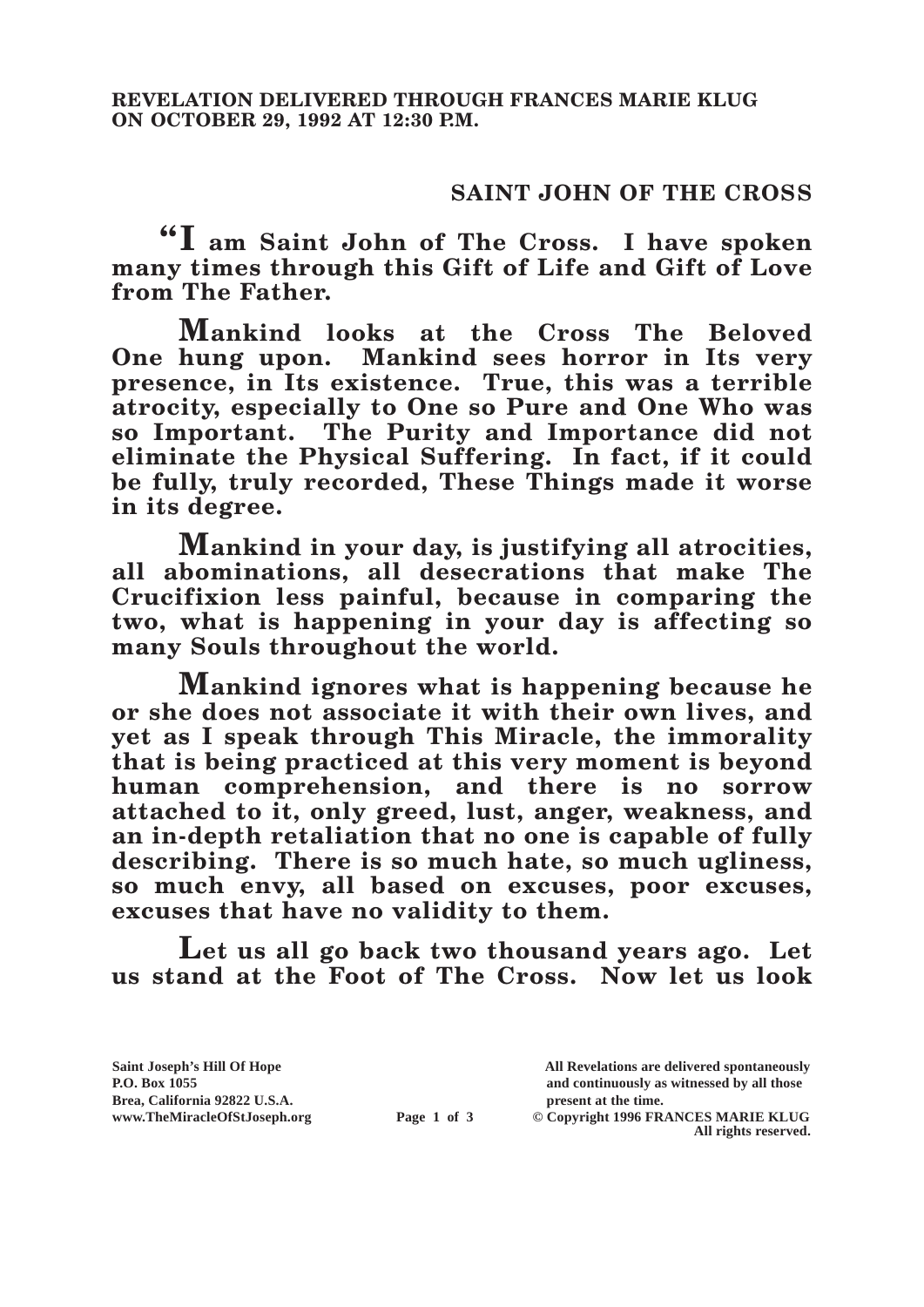**REVELATION DELIVERED THROUGH FRANCES MARIE KLUG ON OCTOBER 29, 1992 AT 12:30 P.M.**

## SAINT JOHN OF THE CROSS

**"I am Saint John of The Cross. I have spoken many times through this Gift of Life and Gift of Love from The Father.**

**Mankind looks at the Cross The Beloved One hung upon. Mankind sees horror in Its very presence, in Its existence. True, this was a terrible atrocity, especially to One so Pure and One Who was so Important. The Purity and Importance did not eliminate the Physical Suffering. In fact, if it could be fully, truly recorded, These Things made it worse in its degree.**

**Mankind in your day, is justifying all atrocities, all abominations, all desecrations that make The Crucifixion less painful, because in comparing the two, what is happening in your day is affecting so many Souls throughout the world.**

**Mankind ignores what is happening because he or she does not associate it with their own lives, and yet as I speak through This Miracle, the immorality that is being practiced at this very moment is beyond human comprehension, and there is no sorrow attached to it, only greed, lust, anger, weakness, and an in-depth retaliation that no one is capable of fully describing. There is so much hate, so much ugliness, so much envy, all based on excuses, poor excuses, excuses that have no validity to them.**

**Let us all go back two thousand years ago. Let us stand at the Foot of The Cross. Now let us look**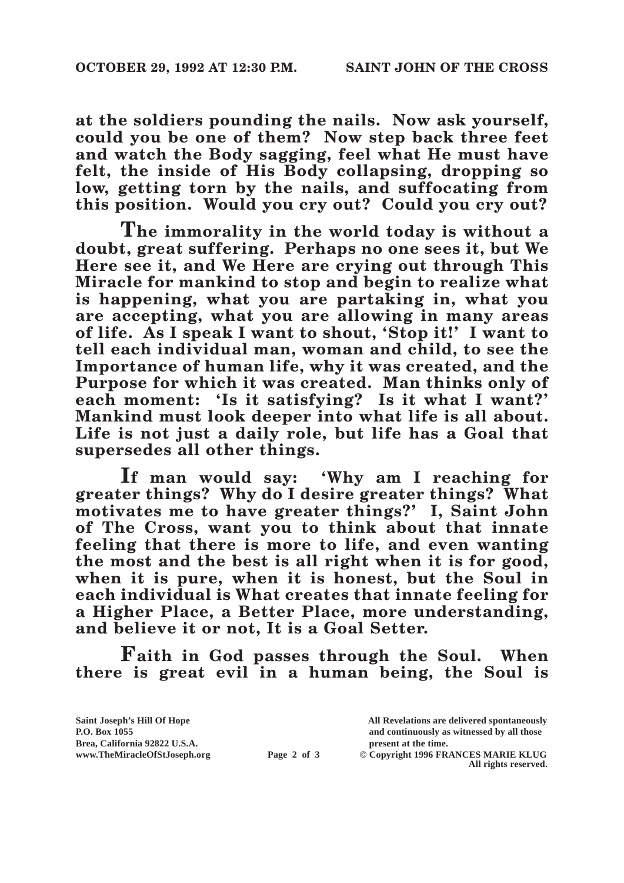**at the soldiers pounding the nails. Now ask yourself, could you be one of them? Now step back three feet and watch the Body sagging, feel what He must have felt, the inside of His Body collapsing, dropping so low, getting torn by the nails, and suffocating from this position. Would you cry out? Could you cry out?**

**The immorality in the world today is without a doubt, great suffering. Perhaps no one sees it, but We Here see it, and We Here are crying out through This Miracle for mankind to stop and begin to realize what is happening, what you are partaking in, what you are accepting, what you are allowing in many areas of life. As I speak I want to shout, 'Stop it!' I want to tell each individual man, woman and child, to see the Importance of human life, why it was created, and the Purpose for which it was created. Man thinks only of each moment: 'Is it satisfying? Is it what I want?' Mankind must look deeper into what life is all about. Life is not just a daily role, but life has a Goal that supersedes all other things.**

**If man would say: 'Why am I reaching for greater things? Why do I desire greater things? What motivates me to have greater things?' I, Saint John of The Cross, want you to think about that innate feeling that there is more to life, and even wanting the most and the best is all right when it is for good, when it is pure, when it is honest, but the Soul in each individual is What creates that innate feeling for a Higher Place, a Better Place, more understanding, and believe it or not, It is a Goal Setter.**

**Faith in God passes through the Soul. When there is great evil in a human being, the Soul is**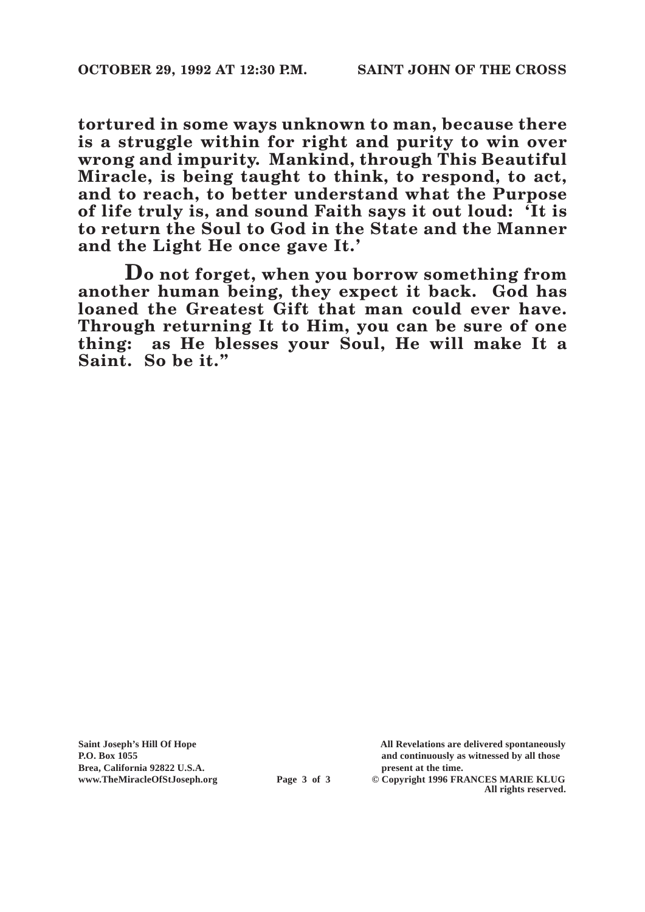**tortured in some ways unknown to man, because there is a struggle within for right and purity to win over wrong and impurity. Mankind, through This Beautiful Miracle, is being taught to think, to respond, to act, and to reach, to better understand what the Purpose of life truly is, and sound Faith says it out loud: 'It is to return the Soul to God in the State and the Manner and the Light He once gave It.'**

**Do not forget, when you borrow something from another human being, they expect it back. God has loaned the Greatest Gift that man could ever have. Through returning It to Him, you can be sure of one thing: as He blesses your Soul, He will make It a Saint. So be it."**